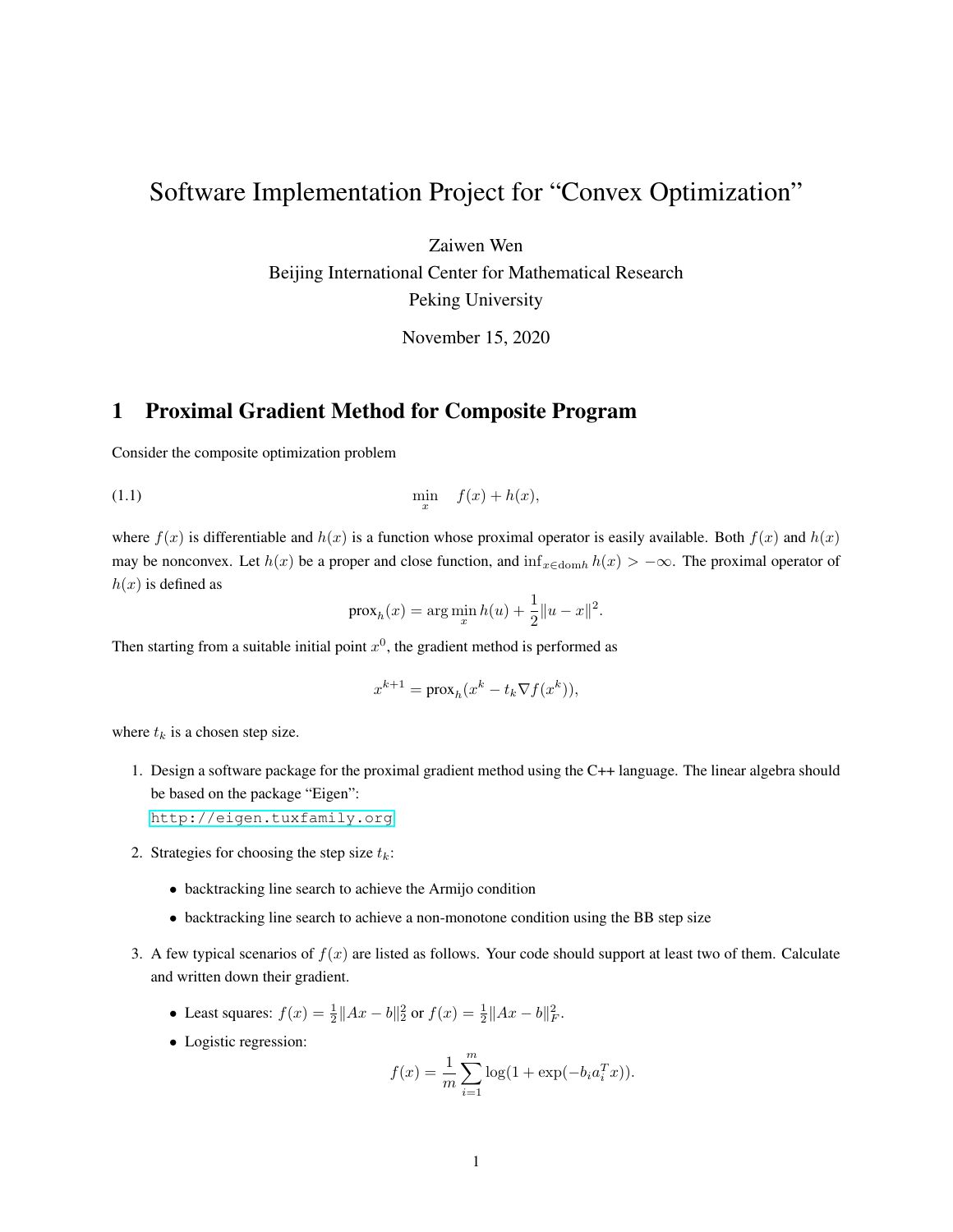# Software Implementation Project for "Convex Optimization"

Zaiwen Wen
Beijing International Center for Mathematical Research
Peking University

November 15, 2020

## 1 Proximal Gradient Method for Composite Program

Consider the composite optimization problem

$$\min_x \quad f(x) + h(x), \tag{1.1}$$

where $f(x)$ is differentiable and $h(x)$ is a function whose proximal operator is easily available. Both $f(x)$ and $h(x)$ may be nonconvex. Let $h(x)$ be a proper and close function, and $\inf_{x \in \mathrm{dom} h} h(x) > -\infty$. The proximal operator of $h(x)$ is defined as

$$\mathrm{prox}_h(x) = \arg\min_x h(u) + \frac{1}{2}\|u - x\|^2.$$

Then starting from a suitable initial point $x^0$, the gradient method is performed as

$$x^{k+1} = \mathrm{prox}_h(x^k - t_k \nabla f(x^k)),$$

where $t_k$ is a chosen step size.

1. Design a software package for the proximal gradient method using the C++ language. The linear algebra should be based on the package "Eigen": http://eigen.tuxfamily.org
2. Strategies for choosing the step size $t_k$:
   - backtracking line search to achieve the Armijo condition
   - backtracking line search to achieve a non-monotone condition using the BB step size
3. A few typical scenarios of $f(x)$ are listed as follows. Your code should support at least two of them. Calculate and written down their gradient.
   - Least squares: $f(x) = \frac{1}{2}\|Ax - b\|_2^2$ or $f(x) = \frac{1}{2}\|Ax - b\|_F^2$.
   - Logistic regression:
   $$f(x) = \frac{1}{m}\sum_{i=1}^{m} \log(1 + \exp(-b_i a_i^T x)).$$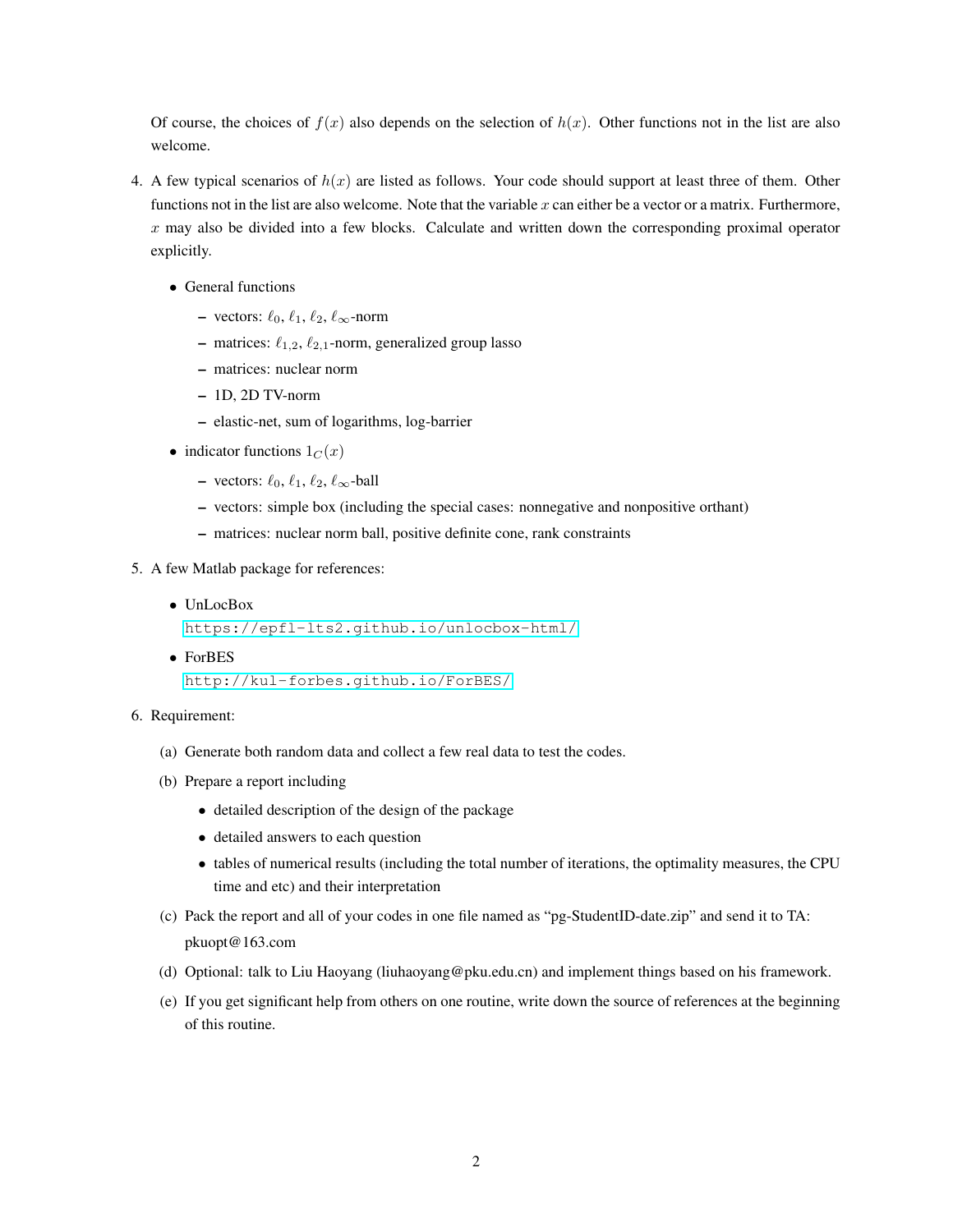Of course, the choices of $f(x)$ also depends on the selection of $h(x)$. Other functions not in the list are also welcome.

4. A few typical scenarios of $h(x)$ are listed as follows. Your code should support at least three of them. Other functions not in the list are also welcome. Note that the variable $x$ can either be a vector or a matrix. Furthermore, $x$ may also be divided into a few blocks. Calculate and written down the corresponding proximal operator explicitly.

   - General functions
     - vectors: $\ell_0$, $\ell_1$, $\ell_2$, $\ell_\infty$-norm
     - matrices: $\ell_{1,2}$, $\ell_{2,1}$-norm, generalized group lasso
     - matrices: nuclear norm
     - 1D, 2D TV-norm
     - elastic-net, sum of logarithms, log-barrier
   - indicator functions $1_C(x)$
     - vectors: $\ell_0$, $\ell_1$, $\ell_2$, $\ell_\infty$-ball
     - vectors: simple box (including the special cases: nonnegative and nonpositive orthant)
     - matrices: nuclear norm ball, positive definite cone, rank constraints

5. A few Matlab package for references:

   - UnLocBox
     https://epfl-lts2.github.io/unlocbox-html/
   - ForBES
     http://kul-forbes.github.io/ForBES/

6. Requirement:

   (a) Generate both random data and collect a few real data to test the codes.

   (b) Prepare a report including

   - detailed description of the design of the package
   - detailed answers to each question
   - tables of numerical results (including the total number of iterations, the optimality measures, the CPU time and etc) and their interpretation

   (c) Pack the report and all of your codes in one file named as "pg-StudentID-date.zip" and send it to TA: pkuopt@163.com

   (d) Optional: talk to Liu Haoyang (liuhaoyang@pku.edu.cn) and implement things based on his framework.

   (e) If you get significant help from others on one routine, write down the source of references at the beginning of this routine.